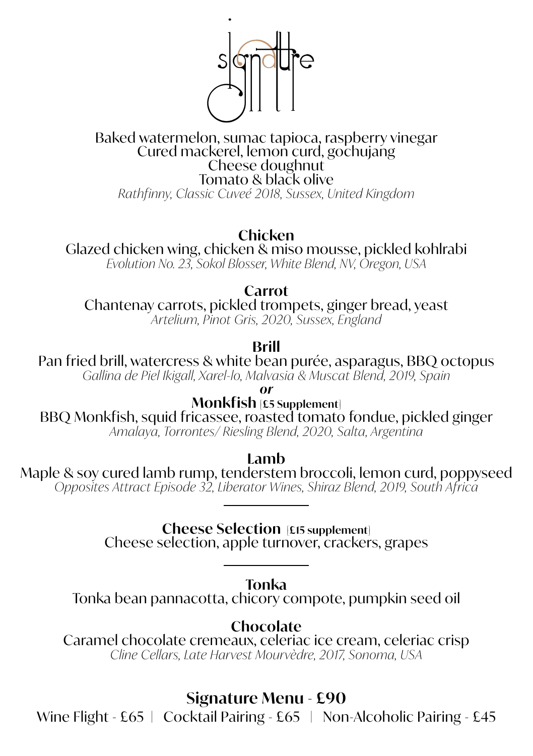# Signature

Baked watermelon, sumac tapioca, raspberry vinegar
Cured mackerel, lemon curd, gochujang
Cheese doughnut
Tomato & black olive
*Rathfinny, Classic Cuveé 2018, Sussex, United Kingdom*

**Chicken**
Glazed chicken wing, chicken & miso mousse, pickled kohlrabi
*Evolution No. 23, Sokol Blosser, White Blend, NV, Oregon, USA*

**Carrot**
Chantenay carrots, pickled trompets, ginger bread, yeast
*Artelium, Pinot Gris, 2020, Sussex, England*

**Brill**
Pan fried brill, watercress & white bean purée, asparagus, BBQ octopus
*Gallina de Piel Ikigall, Xarel-lo, Malvasia & Muscat Blend, 2019, Spain*

***or***

**Monkfish** [£5 Supplement]
BBQ Monkfish, squid fricassee, roasted tomato fondue, pickled ginger
*Amalaya, Torrontes/ Riesling Blend, 2020, Salta, Argentina*

**Lamb**
Maple & soy cured lamb rump, tenderstem broccoli, lemon curd, poppyseed
*Opposites Attract Episode 32, Liberator Wines, Shiraz Blend, 2019, South Africa*

---

**Cheese Selection** [£15 supplement]
Cheese selection, apple turnover, crackers, grapes

---

**Tonka**
Tonka bean pannacotta, chicory compote, pumpkin seed oil

**Chocolate**
Caramel chocolate cremeaux, celeriac ice cream, celeriac crisp
*Cline Cellars, Late Harvest Mourvèdre, 2017, Sonoma, USA*

## Signature Menu - £90

Wine Flight - £65 | Cocktail Pairing - £65 | Non-Alcoholic Pairing - £45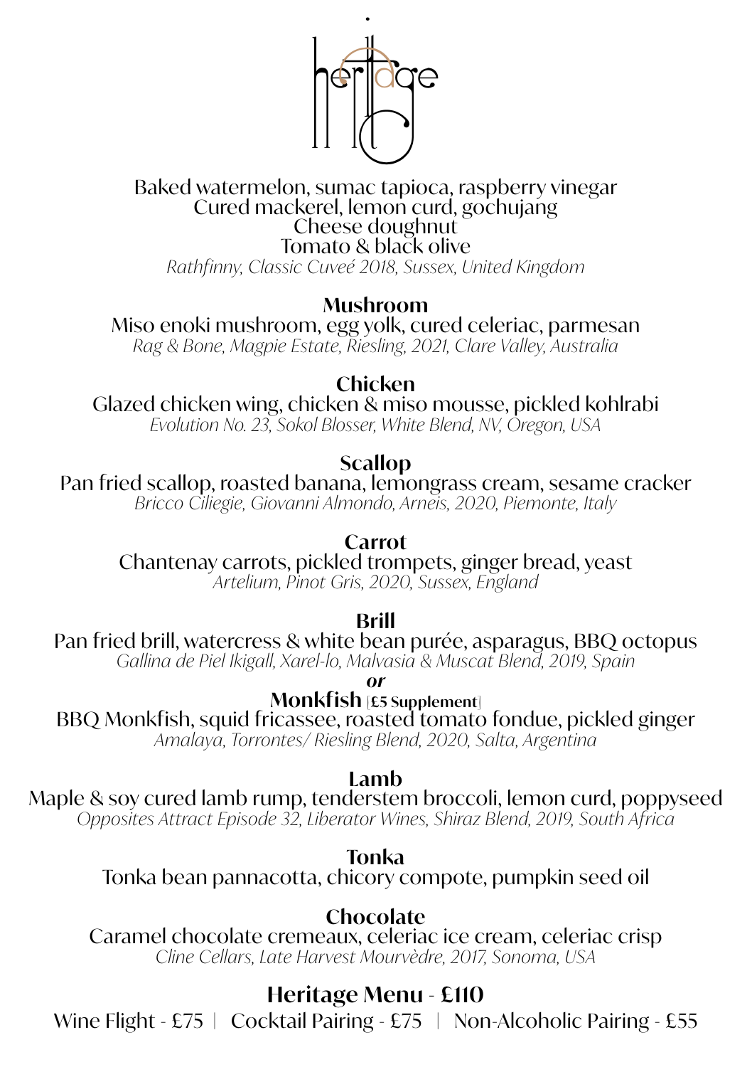# heritage

Baked watermelon, sumac tapioca, raspberry vinegar
Cured mackerel, lemon curd, gochujang
Cheese doughnut
Tomato & black olive
*Rathfinny, Classic Cuveé 2018, Sussex, United Kingdom*

**Mushroom**
Miso enoki mushroom, egg yolk, cured celeriac, parmesan
*Rag & Bone, Magpie Estate, Riesling, 2021, Clare Valley, Australia*

**Chicken**
Glazed chicken wing, chicken & miso mousse, pickled kohlrabi
*Evolution No. 23, Sokol Blosser, White Blend, NV, Oregon, USA*

**Scallop**
Pan fried scallop, roasted banana, lemongrass cream, sesame cracker
*Bricco Ciliegie, Giovanni Almondo, Arneis, 2020, Piemonte, Italy*

**Carrot**
Chantenay carrots, pickled trompets, ginger bread, yeast
*Artelium, Pinot Gris, 2020, Sussex, England*

**Brill**
Pan fried brill, watercress & white bean purée, asparagus, BBQ octopus
*Gallina de Piel Ikigall, Xarel-lo, Malvasia & Muscat Blend, 2019, Spain*

***or***

**Monkfish** [£5 Supplement]
BBQ Monkfish, squid fricassee, roasted tomato fondue, pickled ginger
*Amalaya, Torrontes/ Riesling Blend, 2020, Salta, Argentina*

**Lamb**
Maple & soy cured lamb rump, tenderstem broccoli, lemon curd, poppyseed
*Opposites Attract Episode 32, Liberator Wines, Shiraz Blend, 2019, South Africa*

**Tonka**
Tonka bean pannacotta, chicory compote, pumpkin seed oil

**Chocolate**
Caramel chocolate cremeaux, celeriac ice cream, celeriac crisp
*Cline Cellars, Late Harvest Mourvèdre, 2017, Sonoma, USA*

## Heritage Menu - £110

Wine Flight - £75 | Cocktail Pairing - £75 | Non-Alcoholic Pairing - £55